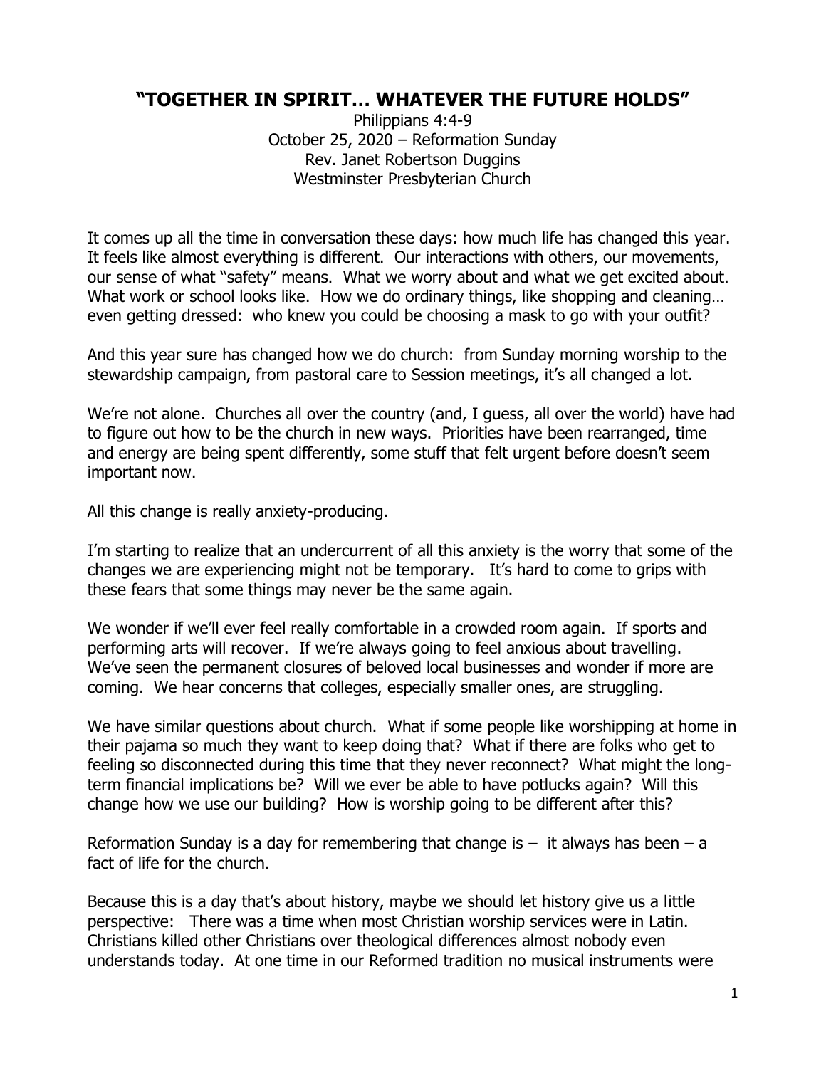# "TOGETHER IN SPIRIT… WHATEVER THE FUTURE HOLDS"

Philippians 4:4-9
October 25, 2020 – Reformation Sunday
Rev. Janet Robertson Duggins
Westminster Presbyterian Church

It comes up all the time in conversation these days: how much life has changed this year. It feels like almost everything is different. Our interactions with others, our movements, our sense of what "safety" means. What we worry about and what we get excited about. What work or school looks like. How we do ordinary things, like shopping and cleaning… even getting dressed: who knew you could be choosing a mask to go with your outfit?

And this year sure has changed how we do church: from Sunday morning worship to the stewardship campaign, from pastoral care to Session meetings, it's all changed a lot.

We're not alone. Churches all over the country (and, I guess, all over the world) have had to figure out how to be the church in new ways. Priorities have been rearranged, time and energy are being spent differently, some stuff that felt urgent before doesn't seem important now.

All this change is really anxiety-producing.

I'm starting to realize that an undercurrent of all this anxiety is the worry that some of the changes we are experiencing might not be temporary. It's hard to come to grips with these fears that some things may never be the same again.

We wonder if we'll ever feel really comfortable in a crowded room again. If sports and performing arts will recover. If we're always going to feel anxious about travelling. We've seen the permanent closures of beloved local businesses and wonder if more are coming. We hear concerns that colleges, especially smaller ones, are struggling.

We have similar questions about church. What if some people like worshipping at home in their pajama so much they want to keep doing that? What if there are folks who get to feeling so disconnected during this time that they never reconnect? What might the long-term financial implications be? Will we ever be able to have potlucks again? Will this change how we use our building? How is worship going to be different after this?

Reformation Sunday is a day for remembering that change is – it always has been – a fact of life for the church.

Because this is a day that's about history, maybe we should let history give us a little perspective: There was a time when most Christian worship services were in Latin. Christians killed other Christians over theological differences almost nobody even understands today. At one time in our Reformed tradition no musical instruments were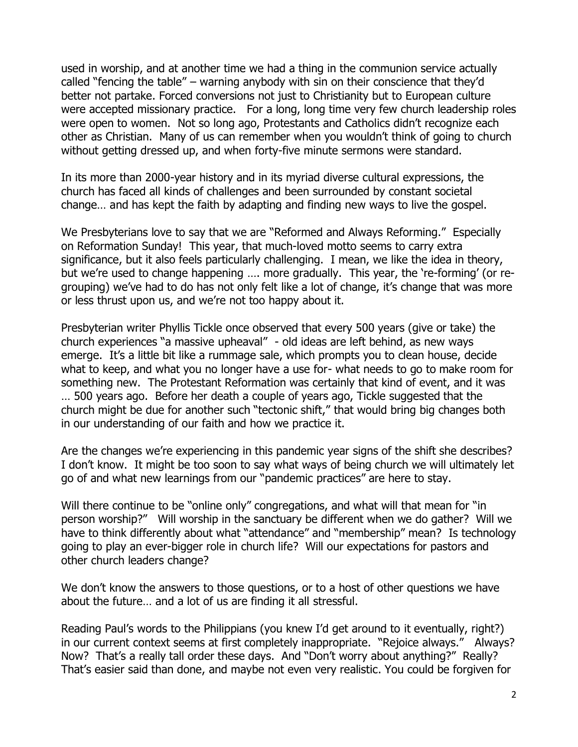used in worship, and at another time we had a thing in the communion service actually called "fencing the table" – warning anybody with sin on their conscience that they'd better not partake. Forced conversions not just to Christianity but to European culture were accepted missionary practice. For a long, long time very few church leadership roles were open to women. Not so long ago, Protestants and Catholics didn't recognize each other as Christian. Many of us can remember when you wouldn't think of going to church without getting dressed up, and when forty-five minute sermons were standard.

In its more than 2000-year history and in its myriad diverse cultural expressions, the church has faced all kinds of challenges and been surrounded by constant societal change… and has kept the faith by adapting and finding new ways to live the gospel.

We Presbyterians love to say that we are "Reformed and Always Reforming." Especially on Reformation Sunday! This year, that much-loved motto seems to carry extra significance, but it also feels particularly challenging. I mean, we like the idea in theory, but we're used to change happening …. more gradually. This year, the 're-forming' (or re-grouping) we've had to do has not only felt like a lot of change, it's change that was more or less thrust upon us, and we're not too happy about it.

Presbyterian writer Phyllis Tickle once observed that every 500 years (give or take) the church experiences "a massive upheaval" - old ideas are left behind, as new ways emerge. It's a little bit like a rummage sale, which prompts you to clean house, decide what to keep, and what you no longer have a use for- what needs to go to make room for something new. The Protestant Reformation was certainly that kind of event, and it was … 500 years ago. Before her death a couple of years ago, Tickle suggested that the church might be due for another such "tectonic shift," that would bring big changes both in our understanding of our faith and how we practice it.

Are the changes we're experiencing in this pandemic year signs of the shift she describes? I don't know. It might be too soon to say what ways of being church we will ultimately let go of and what new learnings from our "pandemic practices" are here to stay.

Will there continue to be "online only" congregations, and what will that mean for "in person worship?" Will worship in the sanctuary be different when we do gather? Will we have to think differently about what "attendance" and "membership" mean? Is technology going to play an ever-bigger role in church life? Will our expectations for pastors and other church leaders change?

We don't know the answers to those questions, or to a host of other questions we have about the future… and a lot of us are finding it all stressful.

Reading Paul's words to the Philippians (you knew I'd get around to it eventually, right?) in our current context seems at first completely inappropriate. "Rejoice always." Always? Now? That's a really tall order these days. And "Don't worry about anything?" Really? That's easier said than done, and maybe not even very realistic. You could be forgiven for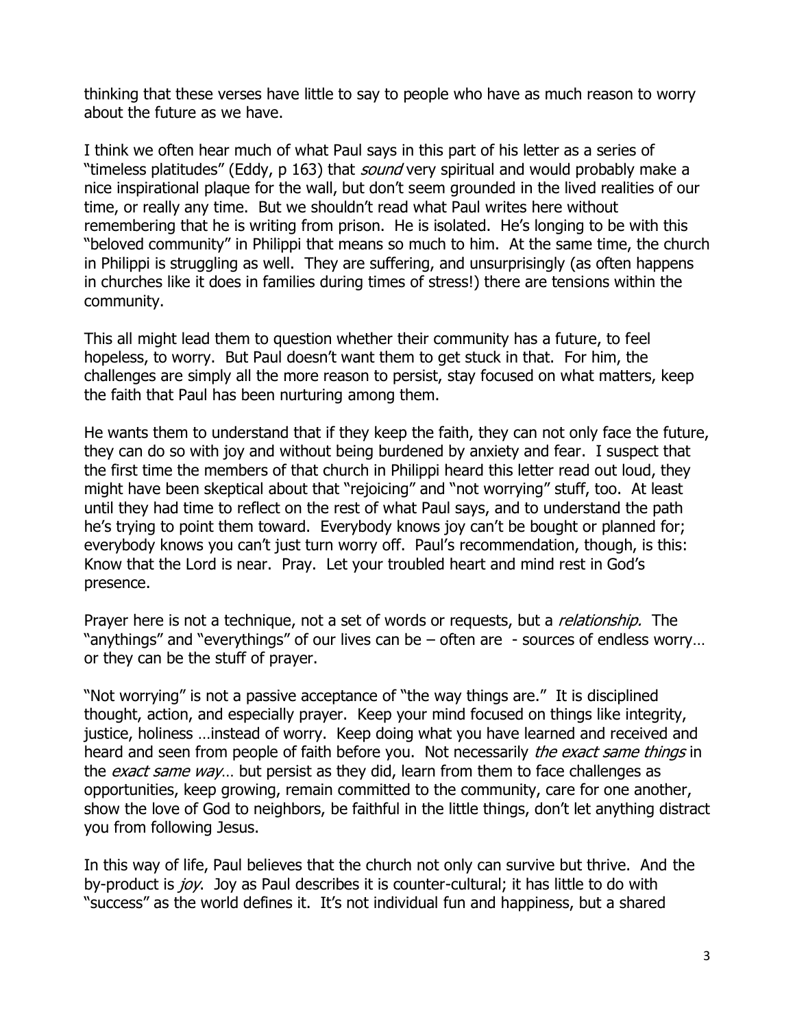thinking that these verses have little to say to people who have as much reason to worry about the future as we have.

I think we often hear much of what Paul says in this part of his letter as a series of "timeless platitudes" (Eddy, p 163) that *sound* very spiritual and would probably make a nice inspirational plaque for the wall, but don't seem grounded in the lived realities of our time, or really any time. But we shouldn't read what Paul writes here without remembering that he is writing from prison. He is isolated. He's longing to be with this "beloved community" in Philippi that means so much to him. At the same time, the church in Philippi is struggling as well. They are suffering, and unsurprisingly (as often happens in churches like it does in families during times of stress!) there are tensions within the community.

This all might lead them to question whether their community has a future, to feel hopeless, to worry. But Paul doesn't want them to get stuck in that. For him, the challenges are simply all the more reason to persist, stay focused on what matters, keep the faith that Paul has been nurturing among them.

He wants them to understand that if they keep the faith, they can not only face the future, they can do so with joy and without being burdened by anxiety and fear. I suspect that the first time the members of that church in Philippi heard this letter read out loud, they might have been skeptical about that "rejoicing" and "not worrying" stuff, too. At least until they had time to reflect on the rest of what Paul says, and to understand the path he's trying to point them toward. Everybody knows joy can't be bought or planned for; everybody knows you can't just turn worry off. Paul's recommendation, though, is this: Know that the Lord is near. Pray. Let your troubled heart and mind rest in God's presence.

Prayer here is not a technique, not a set of words or requests, but a *relationship.* The "anythings" and "everythings" of our lives can be – often are - sources of endless worry… or they can be the stuff of prayer.

"Not worrying" is not a passive acceptance of "the way things are." It is disciplined thought, action, and especially prayer. Keep your mind focused on things like integrity, justice, holiness …instead of worry. Keep doing what you have learned and received and heard and seen from people of faith before you. Not necessarily *the exact same things* in the *exact same way*… but persist as they did, learn from them to face challenges as opportunities, keep growing, remain committed to the community, care for one another, show the love of God to neighbors, be faithful in the little things, don't let anything distract you from following Jesus.

In this way of life, Paul believes that the church not only can survive but thrive. And the by-product is *joy*. Joy as Paul describes it is counter-cultural; it has little to do with "success" as the world defines it. It's not individual fun and happiness, but a shared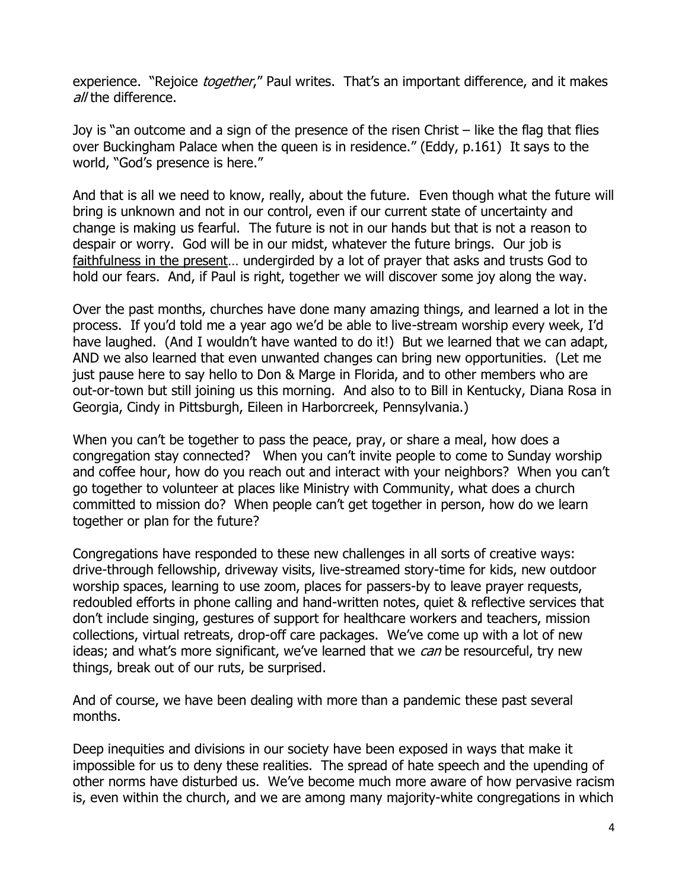experience. "Rejoice *together*," Paul writes. That's an important difference, and it makes *all* the difference.

Joy is "an outcome and a sign of the presence of the risen Christ – like the flag that flies over Buckingham Palace when the queen is in residence." (Eddy, p.161) It says to the world, "God's presence is here."

And that is all we need to know, really, about the future. Even though what the future will bring is unknown and not in our control, even if our current state of uncertainty and change is making us fearful. The future is not in our hands but that is not a reason to despair or worry. God will be in our midst, whatever the future brings. Our job is <u>faithfulness in the present</u>… undergirded by a lot of prayer that asks and trusts God to hold our fears. And, if Paul is right, together we will discover some joy along the way.

Over the past months, churches have done many amazing things, and learned a lot in the process. If you'd told me a year ago we'd be able to live-stream worship every week, I'd have laughed. (And I wouldn't have wanted to do it!) But we learned that we can adapt, AND we also learned that even unwanted changes can bring new opportunities. (Let me just pause here to say hello to Don & Marge in Florida, and to other members who are out-or-town but still joining us this morning. And also to to Bill in Kentucky, Diana Rosa in Georgia, Cindy in Pittsburgh, Eileen in Harborcreek, Pennsylvania.)

When you can't be together to pass the peace, pray, or share a meal, how does a congregation stay connected? When you can't invite people to come to Sunday worship and coffee hour, how do you reach out and interact with your neighbors? When you can't go together to volunteer at places like Ministry with Community, what does a church committed to mission do? When people can't get together in person, how do we learn together or plan for the future?

Congregations have responded to these new challenges in all sorts of creative ways: drive-through fellowship, driveway visits, live-streamed story-time for kids, new outdoor worship spaces, learning to use zoom, places for passers-by to leave prayer requests, redoubled efforts in phone calling and hand-written notes, quiet & reflective services that don't include singing, gestures of support for healthcare workers and teachers, mission collections, virtual retreats, drop-off care packages. We've come up with a lot of new ideas; and what's more significant, we've learned that we *can* be resourceful, try new things, break out of our ruts, be surprised.

And of course, we have been dealing with more than a pandemic these past several months.

Deep inequities and divisions in our society have been exposed in ways that make it impossible for us to deny these realities. The spread of hate speech and the upending of other norms have disturbed us. We've become much more aware of how pervasive racism is, even within the church, and we are among many majority-white congregations in which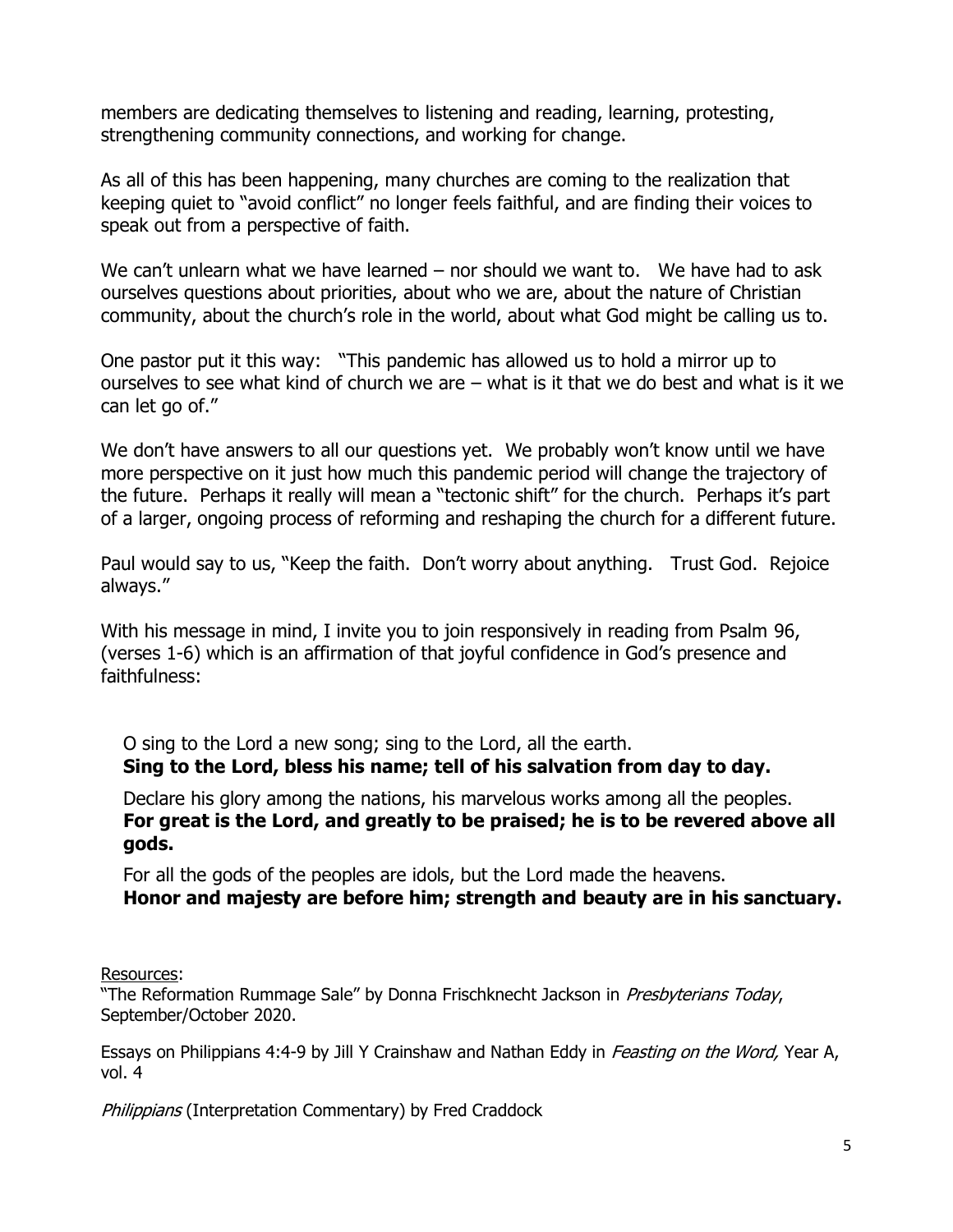members are dedicating themselves to listening and reading, learning, protesting, strengthening community connections, and working for change.

As all of this has been happening, many churches are coming to the realization that keeping quiet to "avoid conflict" no longer feels faithful, and are finding their voices to speak out from a perspective of faith.

We can't unlearn what we have learned – nor should we want to. We have had to ask ourselves questions about priorities, about who we are, about the nature of Christian community, about the church's role in the world, about what God might be calling us to.

One pastor put it this way: "This pandemic has allowed us to hold a mirror up to ourselves to see what kind of church we are – what is it that we do best and what is it we can let go of."

We don't have answers to all our questions yet. We probably won't know until we have more perspective on it just how much this pandemic period will change the trajectory of the future. Perhaps it really will mean a "tectonic shift" for the church. Perhaps it's part of a larger, ongoing process of reforming and reshaping the church for a different future.

Paul would say to us, "Keep the faith. Don't worry about anything. Trust God. Rejoice always."

With his message in mind, I invite you to join responsively in reading from Psalm 96, (verses 1-6) which is an affirmation of that joyful confidence in God's presence and faithfulness:

O sing to the Lord a new song; sing to the Lord, all the earth.
**Sing to the Lord, bless his name; tell of his salvation from day to day.**

Declare his glory among the nations, his marvelous works among all the peoples.
**For great is the Lord, and greatly to be praised; he is to be revered above all gods.**

For all the gods of the peoples are idols, but the Lord made the heavens.
**Honor and majesty are before him; strength and beauty are in his sanctuary.**

Resources:

"The Reformation Rummage Sale" by Donna Frischknecht Jackson in *Presbyterians Today*, September/October 2020.

Essays on Philippians 4:4-9 by Jill Y Crainshaw and Nathan Eddy in *Feasting on the Word,* Year A, vol. 4

*Philippians* (Interpretation Commentary) by Fred Craddock